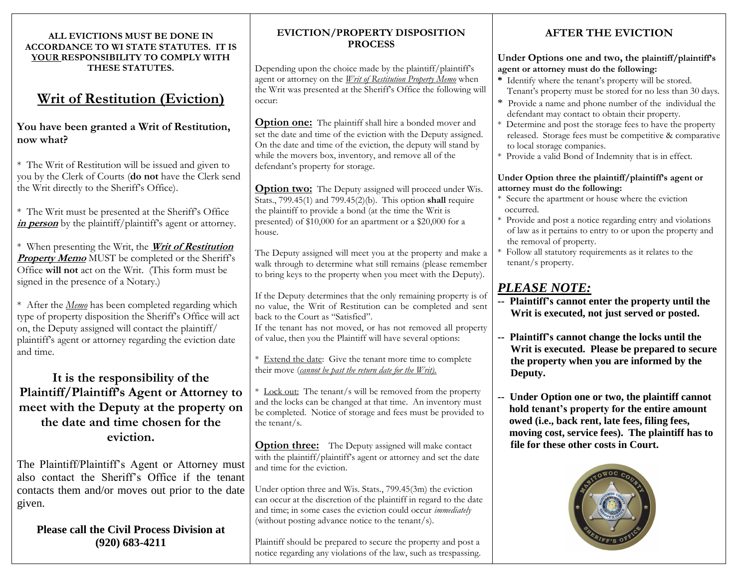**ALL EVICTIONS MUST BE DONE IN ACCORDANCE TO WI STATE STATUTES. IT IS <u>YOUR</u> RESPONSIBILITY TO COMPLY WITH THESE STATUTES.**

# <u>Writ of Restitution (Eviction)</u>

**You have been granted a Writ of Restitution, now what?**

* The Writ of Restitution will be issued and given to you by the Clerk of Courts (**do not** have the Clerk send the Writ directly to the Sheriff's Office).

* The Writ must be presented at the Sheriff's Office ***<u>in person</u>*** by the plaintiff/plaintiff's agent or attorney.

* When presenting the Writ, the ***<u>Writ of Restitution Property Memo</u>*** MUST be completed or the Sheriff's Office **will not** act on the Writ. (This form must be signed in the presence of a Notary.)

* After the *<u>Memo</u>* has been completed regarding which type of property disposition the Sheriff's Office will act on, the Deputy assigned will contact the plaintiff/ plaintiff's agent or attorney regarding the eviction date and time.

## It is the responsibility of the Plaintiff/Plaintiff's Agent or Attorney to meet with the Deputy at the property on the date and time chosen for the eviction.

The Plaintiff/Plaintiff's Agent or Attorney must also contact the Sheriff's Office if the tenant contacts them and/or moves out prior to the date given.

**Please call the Civil Process Division at (920) 683-4211**

## EVICTION/PROPERTY DISPOSITION PROCESS

Depending upon the choice made by the plaintiff/plaintiff's agent or attorney on the *<u>Writ of Restitution Property Memo</u>* when the Writ was presented at the Sheriff's Office the following will occur:

**<u>Option one:</u>** The plaintiff shall hire a bonded mover and set the date and time of the eviction with the Deputy assigned. On the date and time of the eviction, the deputy will stand by while the movers box, inventory, and remove all of the defendant's property for storage.

**<u>Option two:</u>** The Deputy assigned will proceed under Wis. Stats., 799.45(1) and 799.45(2)(b). This option **shall** require the plaintiff to provide a bond (at the time the Writ is presented) of $10,000 for an apartment or a $20,000 for a house.

The Deputy assigned will meet you at the property and make a walk through to determine what still remains (please remember to bring keys to the property when you meet with the Deputy).

If the Deputy determines that the only remaining property is of no value, the Writ of Restitution can be completed and sent back to the Court as "Satisfied".
If the tenant has not moved, or has not removed all property of value, then you the Plaintiff will have several options:

* <u>Extend the date</u>: Give the tenant more time to complete their move (*<u>cannot be past the return date for the Writ).</u>*

* <u>Lock out:</u> The tenant/s will be removed from the property and the locks can be changed at that time. An inventory must be completed. Notice of storage and fees must be provided to the tenant/s.

**<u>Option three:</u>** The Deputy assigned will make contact with the plaintiff/plaintiff's agent or attorney and set the date and time for the eviction.

Under option three and Wis. Stats., 799.45(3m) the eviction can occur at the discretion of the plaintiff in regard to the date and time; in some cases the eviction could occur *immediately* (without posting advance notice to the tenant/s).

Plaintiff should be prepared to secure the property and post a notice regarding any violations of the law, such as trespassing.

## AFTER THE EVICTION

**Under Options one and two, the plaintiff/plaintiff's agent or attorney must do the following:**

* Identify where the tenant's property will be stored. Tenant's property must be stored for no less than 30 days.
* Provide a name and phone number of the individual the defendant may contact to obtain their property.
* Determine and post the storage fees to have the property released. Storage fees must be competitive & comparative to local storage companies.
* Provide a valid Bond of Indemnity that is in effect.

**Under Option three the plaintiff/plaintiff's agent or attorney must do the following:**

* Secure the apartment or house where the eviction occurred.
* Provide and post a notice regarding entry and violations of law as it pertains to entry to or upon the property and the removal of property.
* Follow all statutory requirements as it relates to the tenant/s property.

## *<u>PLEASE NOTE:</u>*

**-- Plaintiff's cannot enter the property until the Writ is executed, not just served or posted.**

**-- Plaintiff's cannot change the locks until the Writ is executed. Please be prepared to secure the property when you are informed by the Deputy.**

**-- Under Option one or two, the plaintiff cannot hold tenant's property for the entire amount owed (i.e., back rent, late fees, filing fees, moving cost, service fees). The plaintiff has to file for these other costs in Court.**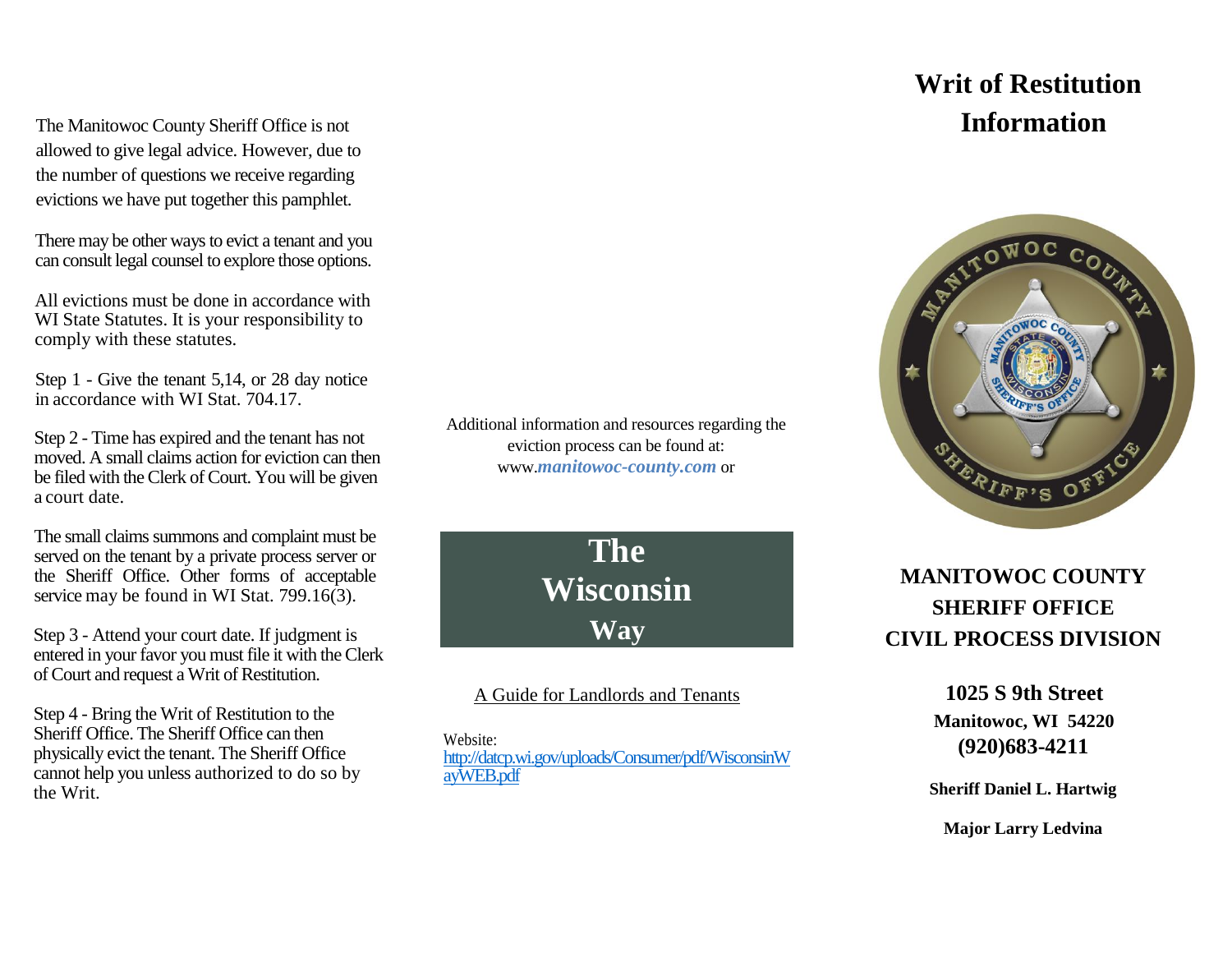The Manitowoc County Sheriff Office is not allowed to give legal advice. However, due to the number of questions we receive regarding evictions we have put together this pamphlet.

There may be other ways to evict a tenant and you can consult legal counsel to explore those options.

All evictions must be done in accordance with WI State Statutes. It is your responsibility to comply with these statutes.

Step 1 - Give the tenant 5,14, or 28 day notice in accordance with WI Stat. 704.17.

Step 2 - Time has expired and the tenant has not moved. A small claims action for eviction can then be filed with the Clerk of Court. You will be given a court date.

The small claims summons and complaint must be served on the tenant by a private process server or the Sheriff Office. Other forms of acceptable service may be found in WI Stat. 799.16(3).

Step 3 - Attend your court date. If judgment is entered in your favor you must file it with the Clerk of Court and request a Writ of Restitution.

Step 4 - Bring the Writ of Restitution to the Sheriff Office. The Sheriff Office can then physically evict the tenant. The Sheriff Office cannot help you unless authorized to do so by the Writ.

Additional information and resources regarding the eviction process can be found at: www.***manitowoc-county.com*** or

## The Wisconsin Way

A Guide for Landlords and Tenants

Website:
http://datcp.wi.gov/uploads/Consumer/pdf/WisconsinWayWEB.pdf

# Writ of Restitution Information

## MANITOWOC COUNTY SHERIFF OFFICE CIVIL PROCESS DIVISION

**1025 S 9th Street**
**Manitowoc, WI 54220**
**(920)683-4211**

**Sheriff Daniel L. Hartwig**

**Major Larry Ledvina**